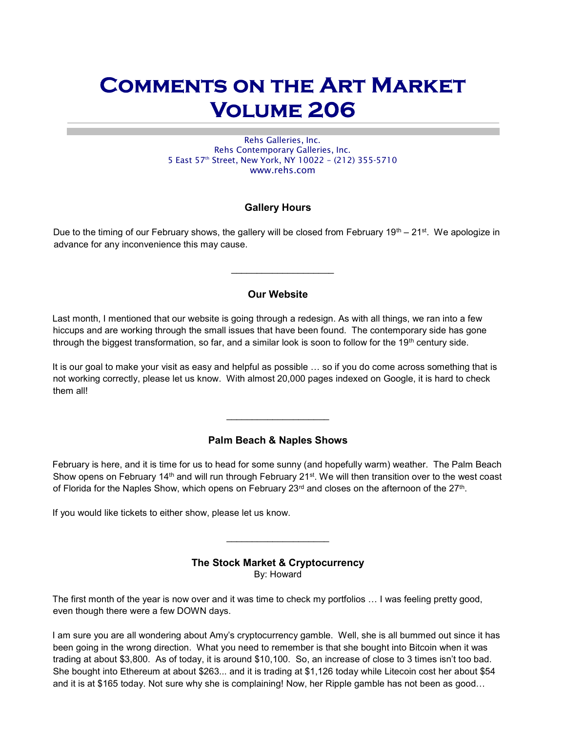# Comments on the Art Market Volume 206

Rehs Galleries, Inc.
Rehs Contemporary Galleries, Inc.
5 East 57th Street, New York, NY 10022 – (212) 355-5710
www.rehs.com

## Gallery Hours

Due to the timing of our February shows, the gallery will be closed from February 19th – 21st. We apologize in advance for any inconvenience this may cause.

\_\_\_\_\_\_\_\_\_\_\_\_\_\_\_\_\_\_\_\_

## Our Website

Last month, I mentioned that our website is going through a redesign. As with all things, we ran into a few hiccups and are working through the small issues that have been found. The contemporary side has gone through the biggest transformation, so far, and a similar look is soon to follow for the 19th century side.

It is our goal to make your visit as easy and helpful as possible … so if you do come across something that is not working correctly, please let us know. With almost 20,000 pages indexed on Google, it is hard to check them all!

\_\_\_\_\_\_\_\_\_\_\_\_\_\_\_\_\_\_\_\_

## Palm Beach & Naples Shows

February is here, and it is time for us to head for some sunny (and hopefully warm) weather. The Palm Beach Show opens on February 14th and will run through February 21st. We will then transition over to the west coast of Florida for the Naples Show, which opens on February 23rd and closes on the afternoon of the 27th.

If you would like tickets to either show, please let us know.

\_\_\_\_\_\_\_\_\_\_\_\_\_\_\_\_\_\_\_\_

## The Stock Market & Cryptocurrency

By: Howard

The first month of the year is now over and it was time to check my portfolios … I was feeling pretty good, even though there were a few DOWN days.

I am sure you are all wondering about Amy's cryptocurrency gamble. Well, she is all bummed out since it has been going in the wrong direction. What you need to remember is that she bought into Bitcoin when it was trading at about $3,800. As of today, it is around $10,100. So, an increase of close to 3 times isn't too bad. She bought into Ethereum at about $263... and it is trading at $1,126 today while Litecoin cost her about $54 and it is at $165 today. Not sure why she is complaining! Now, her Ripple gamble has not been as good…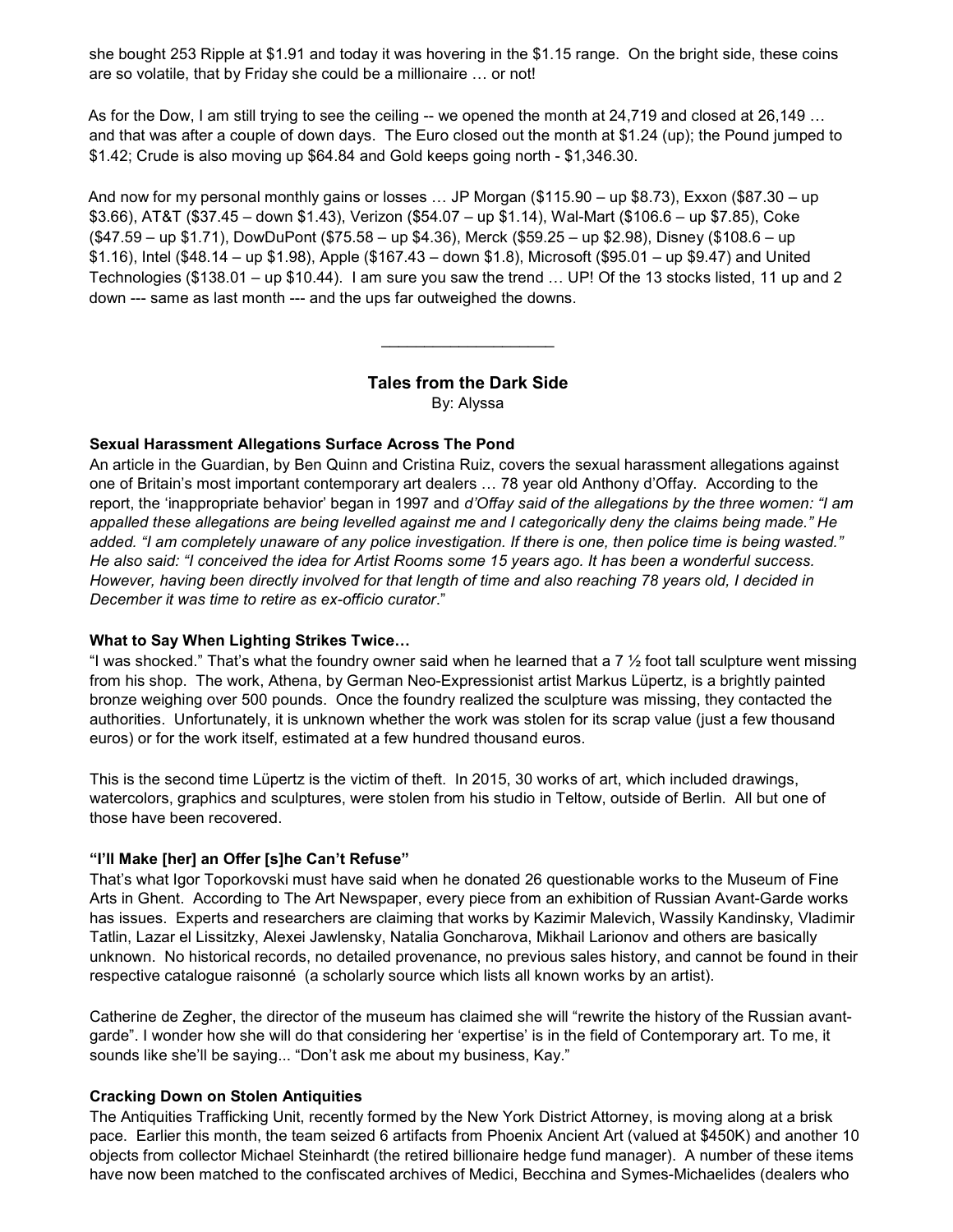she bought 253 Ripple at $1.91 and today it was hovering in the $1.15 range. On the bright side, these coins are so volatile, that by Friday she could be a millionaire … or not!

As for the Dow, I am still trying to see the ceiling -- we opened the month at 24,719 and closed at 26,149 … and that was after a couple of down days. The Euro closed out the month at $1.24 (up); the Pound jumped to $1.42; Crude is also moving up $64.84 and Gold keeps going north - $1,346.30.

And now for my personal monthly gains or losses … JP Morgan ($115.90 – up $8.73), Exxon ($87.30 – up $3.66), AT&T ($37.45 – down $1.43), Verizon ($54.07 – up $1.14), Wal-Mart ($106.6 – up $7.85), Coke ($47.59 – up $1.71), DowDuPont ($75.58 – up $4.36), Merck ($59.25 – up $2.98), Disney ($108.6 – up $1.16), Intel ($48.14 – up $1.98), Apple ($167.43 – down $1.8), Microsoft ($95.01 – up $9.47) and United Technologies ($138.01 – up $10.44). I am sure you saw the trend … UP! Of the 13 stocks listed, 11 up and 2 down --- same as last month --- and the ups far outweighed the downs.

---

## Tales from the Dark Side

By: Alyssa

**Sexual Harassment Allegations Surface Across The Pond**

An article in the Guardian, by Ben Quinn and Cristina Ruiz, covers the sexual harassment allegations against one of Britain's most important contemporary art dealers … 78 year old Anthony d'Offay. According to the report, the 'inappropriate behavior' began in 1997 and *d'Offay said of the allegations by the three women: "I am appalled these allegations are being levelled against me and I categorically deny the claims being made." He added. "I am completely unaware of any police investigation. If there is one, then police time is being wasted." He also said: "I conceived the idea for Artist Rooms some 15 years ago. It has been a wonderful success. However, having been directly involved for that length of time and also reaching 78 years old, I decided in December it was time to retire as ex-officio curator*."

**What to Say When Lighting Strikes Twice…**

"I was shocked." That's what the foundry owner said when he learned that a 7 ½ foot tall sculpture went missing from his shop. The work, Athena, by German Neo-Expressionist artist Markus Lüpertz, is a brightly painted bronze weighing over 500 pounds. Once the foundry realized the sculpture was missing, they contacted the authorities. Unfortunately, it is unknown whether the work was stolen for its scrap value (just a few thousand euros) or for the work itself, estimated at a few hundred thousand euros.

This is the second time Lüpertz is the victim of theft. In 2015, 30 works of art, which included drawings, watercolors, graphics and sculptures, were stolen from his studio in Teltow, outside of Berlin. All but one of those have been recovered.

**"I'll Make [her] an Offer [s]he Can't Refuse"**

That's what Igor Toporkovski must have said when he donated 26 questionable works to the Museum of Fine Arts in Ghent. According to The Art Newspaper, every piece from an exhibition of Russian Avant-Garde works has issues. Experts and researchers are claiming that works by Kazimir Malevich, Wassily Kandinsky, Vladimir Tatlin, Lazar el Lissitzky, Alexei Jawlensky, Natalia Goncharova, Mikhail Larionov and others are basically unknown. No historical records, no detailed provenance, no previous sales history, and cannot be found in their respective catalogue raisonné (a scholarly source which lists all known works by an artist).

Catherine de Zegher, the director of the museum has claimed she will "rewrite the history of the Russian avant-garde". I wonder how she will do that considering her 'expertise' is in the field of Contemporary art. To me, it sounds like she'll be saying... "Don't ask me about my business, Kay."

**Cracking Down on Stolen Antiquities**

The Antiquities Trafficking Unit, recently formed by the New York District Attorney, is moving along at a brisk pace. Earlier this month, the team seized 6 artifacts from Phoenix Ancient Art (valued at $450K) and another 10 objects from collector Michael Steinhardt (the retired billionaire hedge fund manager). A number of these items have now been matched to the confiscated archives of Medici, Becchina and Symes-Michaelides (dealers who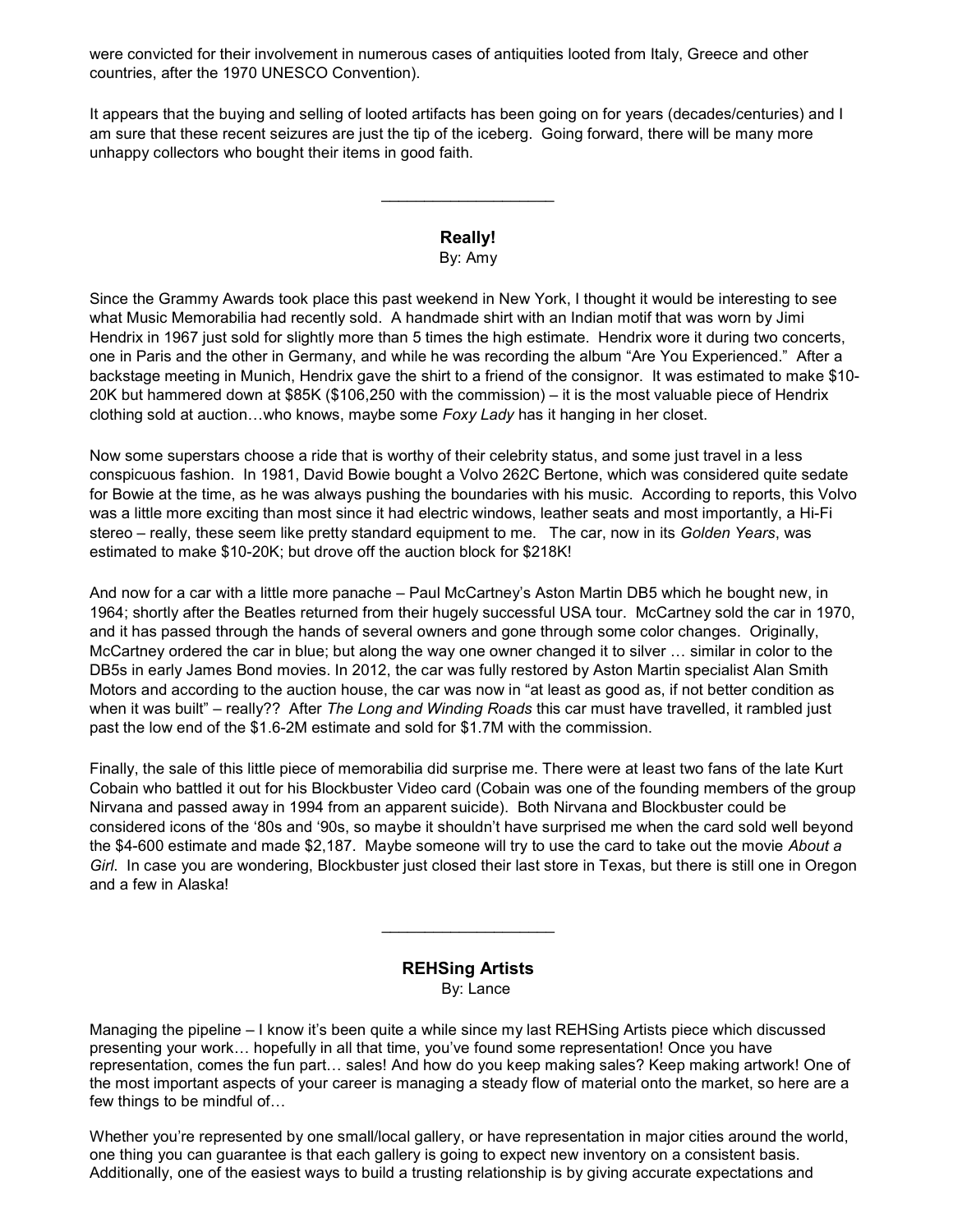were convicted for their involvement in numerous cases of antiquities looted from Italy, Greece and other countries, after the 1970 UNESCO Convention).

It appears that the buying and selling of looted artifacts has been going on for years (decades/centuries) and I am sure that these recent seizures are just the tip of the iceberg. Going forward, there will be many more unhappy collectors who bought their items in good faith.

---

## Really!

By: Amy

Since the Grammy Awards took place this past weekend in New York, I thought it would be interesting to see what Music Memorabilia had recently sold. A handmade shirt with an Indian motif that was worn by Jimi Hendrix in 1967 just sold for slightly more than 5 times the high estimate. Hendrix wore it during two concerts, one in Paris and the other in Germany, and while he was recording the album "Are You Experienced." After a backstage meeting in Munich, Hendrix gave the shirt to a friend of the consignor. It was estimated to make $10-20K but hammered down at $85K ($106,250 with the commission) – it is the most valuable piece of Hendrix clothing sold at auction…who knows, maybe some *Foxy Lady* has it hanging in her closet.

Now some superstars choose a ride that is worthy of their celebrity status, and some just travel in a less conspicuous fashion. In 1981, David Bowie bought a Volvo 262C Bertone, which was considered quite sedate for Bowie at the time, as he was always pushing the boundaries with his music. According to reports, this Volvo was a little more exciting than most since it had electric windows, leather seats and most importantly, a Hi-Fi stereo – really, these seem like pretty standard equipment to me. The car, now in its *Golden Years*, was estimated to make $10-20K; but drove off the auction block for $218K!

And now for a car with a little more panache – Paul McCartney's Aston Martin DB5 which he bought new, in 1964; shortly after the Beatles returned from their hugely successful USA tour. McCartney sold the car in 1970, and it has passed through the hands of several owners and gone through some color changes. Originally, McCartney ordered the car in blue; but along the way one owner changed it to silver … similar in color to the DB5s in early James Bond movies. In 2012, the car was fully restored by Aston Martin specialist Alan Smith Motors and according to the auction house, the car was now in "at least as good as, if not better condition as when it was built" – really?? After *The Long and Winding Roads* this car must have travelled, it rambled just past the low end of the $1.6-2M estimate and sold for $1.7M with the commission.

Finally, the sale of this little piece of memorabilia did surprise me. There were at least two fans of the late Kurt Cobain who battled it out for his Blockbuster Video card (Cobain was one of the founding members of the group Nirvana and passed away in 1994 from an apparent suicide). Both Nirvana and Blockbuster could be considered icons of the '80s and '90s, so maybe it shouldn't have surprised me when the card sold well beyond the $4-600 estimate and made $2,187. Maybe someone will try to use the card to take out the movie *About a Girl*. In case you are wondering, Blockbuster just closed their last store in Texas, but there is still one in Oregon and a few in Alaska!

---

## REHSing Artists

By: Lance

Managing the pipeline – I know it's been quite a while since my last REHSing Artists piece which discussed presenting your work… hopefully in all that time, you've found some representation! Once you have representation, comes the fun part… sales! And how do you keep making sales? Keep making artwork! One of the most important aspects of your career is managing a steady flow of material onto the market, so here are a few things to be mindful of…

Whether you're represented by one small/local gallery, or have representation in major cities around the world, one thing you can guarantee is that each gallery is going to expect new inventory on a consistent basis. Additionally, one of the easiest ways to build a trusting relationship is by giving accurate expectations and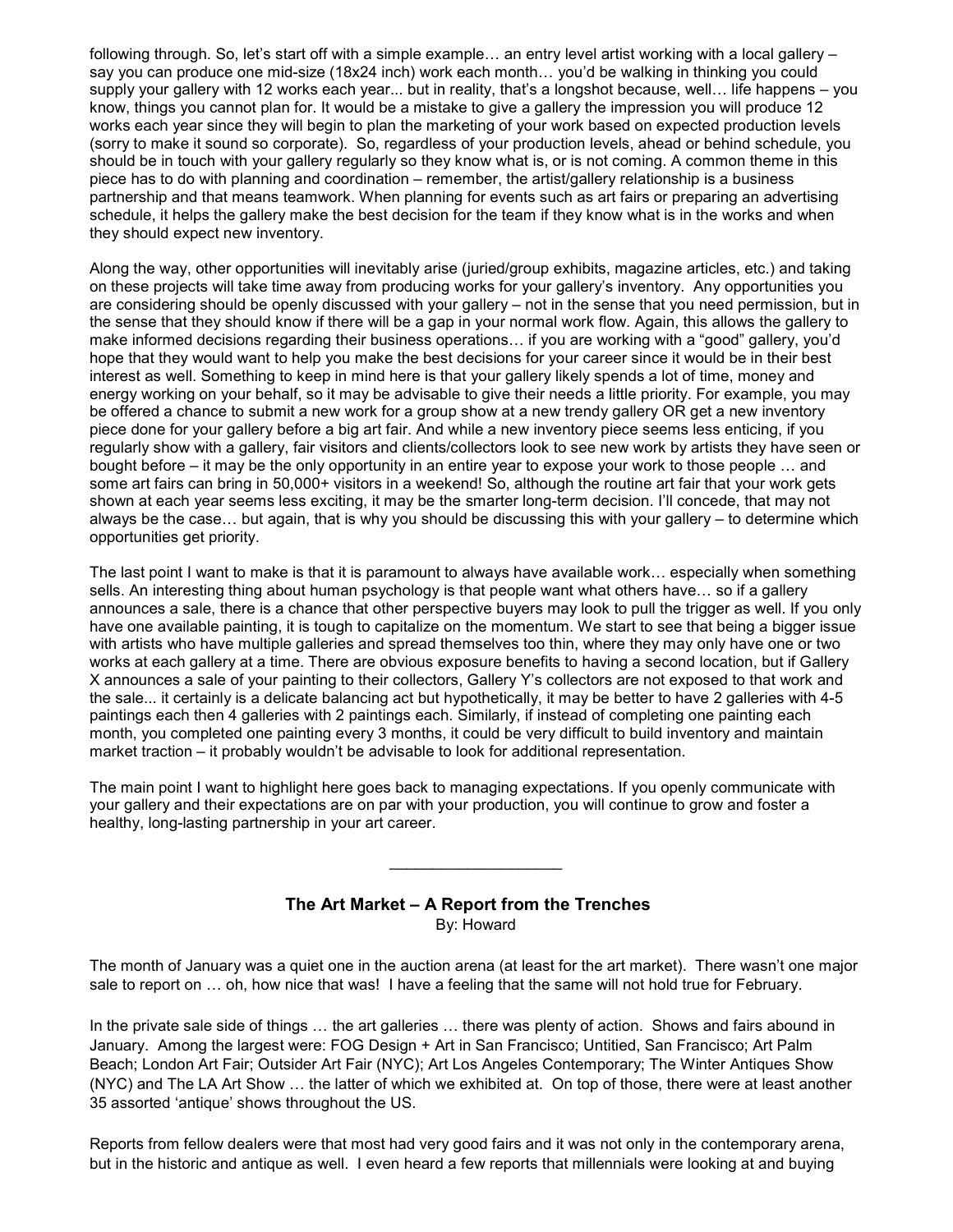following through. So, let's start off with a simple example… an entry level artist working with a local gallery – say you can produce one mid-size (18x24 inch) work each month… you'd be walking in thinking you could supply your gallery with 12 works each year... but in reality, that's a longshot because, well… life happens – you know, things you cannot plan for. It would be a mistake to give a gallery the impression you will produce 12 works each year since they will begin to plan the marketing of your work based on expected production levels (sorry to make it sound so corporate). So, regardless of your production levels, ahead or behind schedule, you should be in touch with your gallery regularly so they know what is, or is not coming. A common theme in this piece has to do with planning and coordination – remember, the artist/gallery relationship is a business partnership and that means teamwork. When planning for events such as art fairs or preparing an advertising schedule, it helps the gallery make the best decision for the team if they know what is in the works and when they should expect new inventory.

Along the way, other opportunities will inevitably arise (juried/group exhibits, magazine articles, etc.) and taking on these projects will take time away from producing works for your gallery's inventory. Any opportunities you are considering should be openly discussed with your gallery – not in the sense that you need permission, but in the sense that they should know if there will be a gap in your normal work flow. Again, this allows the gallery to make informed decisions regarding their business operations… if you are working with a "good" gallery, you'd hope that they would want to help you make the best decisions for your career since it would be in their best interest as well. Something to keep in mind here is that your gallery likely spends a lot of time, money and energy working on your behalf, so it may be advisable to give their needs a little priority. For example, you may be offered a chance to submit a new work for a group show at a new trendy gallery OR get a new inventory piece done for your gallery before a big art fair. And while a new inventory piece seems less enticing, if you regularly show with a gallery, fair visitors and clients/collectors look to see new work by artists they have seen or bought before – it may be the only opportunity in an entire year to expose your work to those people … and some art fairs can bring in 50,000+ visitors in a weekend! So, although the routine art fair that your work gets shown at each year seems less exciting, it may be the smarter long-term decision. I'll concede, that may not always be the case… but again, that is why you should be discussing this with your gallery – to determine which opportunities get priority.

The last point I want to make is that it is paramount to always have available work… especially when something sells. An interesting thing about human psychology is that people want what others have… so if a gallery announces a sale, there is a chance that other perspective buyers may look to pull the trigger as well. If you only have one available painting, it is tough to capitalize on the momentum. We start to see that being a bigger issue with artists who have multiple galleries and spread themselves too thin, where they may only have one or two works at each gallery at a time. There are obvious exposure benefits to having a second location, but if Gallery X announces a sale of your painting to their collectors, Gallery Y's collectors are not exposed to that work and the sale... it certainly is a delicate balancing act but hypothetically, it may be better to have 2 galleries with 4-5 paintings each then 4 galleries with 2 paintings each. Similarly, if instead of completing one painting each month, you completed one painting every 3 months, it could be very difficult to build inventory and maintain market traction – it probably wouldn't be advisable to look for additional representation.

The main point I want to highlight here goes back to managing expectations. If you openly communicate with your gallery and their expectations are on par with your production, you will continue to grow and foster a healthy, long-lasting partnership in your art career.

---

## The Art Market – A Report from the Trenches

By: Howard

The month of January was a quiet one in the auction arena (at least for the art market). There wasn't one major sale to report on … oh, how nice that was! I have a feeling that the same will not hold true for February.

In the private sale side of things … the art galleries … there was plenty of action. Shows and fairs abound in January. Among the largest were: FOG Design + Art in San Francisco; Untitied, San Francisco; Art Palm Beach; London Art Fair; Outsider Art Fair (NYC); Art Los Angeles Contemporary; The Winter Antiques Show (NYC) and The LA Art Show … the latter of which we exhibited at. On top of those, there were at least another 35 assorted 'antique' shows throughout the US.

Reports from fellow dealers were that most had very good fairs and it was not only in the contemporary arena, but in the historic and antique as well. I even heard a few reports that millennials were looking at and buying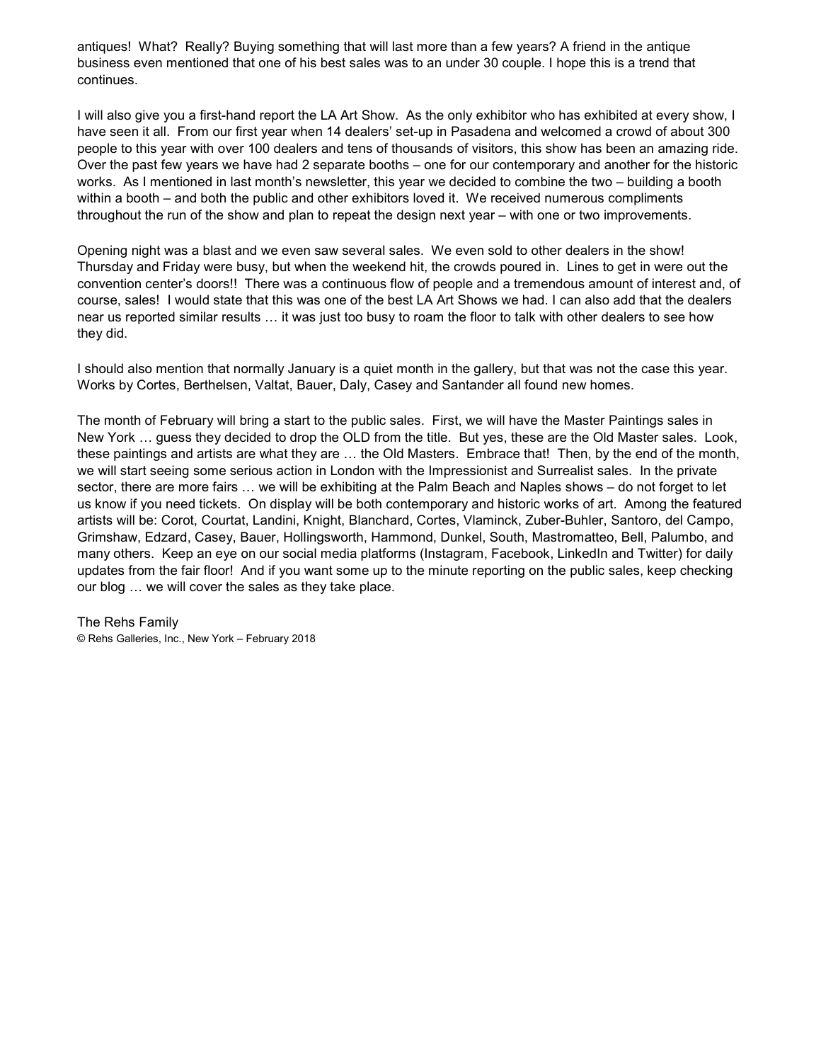antiques! What? Really? Buying something that will last more than a few years? A friend in the antique business even mentioned that one of his best sales was to an under 30 couple. I hope this is a trend that continues.

I will also give you a first-hand report the LA Art Show. As the only exhibitor who has exhibited at every show, I have seen it all. From our first year when 14 dealers' set-up in Pasadena and welcomed a crowd of about 300 people to this year with over 100 dealers and tens of thousands of visitors, this show has been an amazing ride. Over the past few years we have had 2 separate booths – one for our contemporary and another for the historic works. As I mentioned in last month's newsletter, this year we decided to combine the two – building a booth within a booth – and both the public and other exhibitors loved it. We received numerous compliments throughout the run of the show and plan to repeat the design next year – with one or two improvements.

Opening night was a blast and we even saw several sales. We even sold to other dealers in the show! Thursday and Friday were busy, but when the weekend hit, the crowds poured in. Lines to get in were out the convention center's doors!! There was a continuous flow of people and a tremendous amount of interest and, of course, sales! I would state that this was one of the best LA Art Shows we had. I can also add that the dealers near us reported similar results … it was just too busy to roam the floor to talk with other dealers to see how they did.

I should also mention that normally January is a quiet month in the gallery, but that was not the case this year. Works by Cortes, Berthelsen, Valtat, Bauer, Daly, Casey and Santander all found new homes.

The month of February will bring a start to the public sales. First, we will have the Master Paintings sales in New York … guess they decided to drop the OLD from the title. But yes, these are the Old Master sales. Look, these paintings and artists are what they are … the Old Masters. Embrace that! Then, by the end of the month, we will start seeing some serious action in London with the Impressionist and Surrealist sales. In the private sector, there are more fairs … we will be exhibiting at the Palm Beach and Naples shows – do not forget to let us know if you need tickets. On display will be both contemporary and historic works of art. Among the featured artists will be: Corot, Courtat, Landini, Knight, Blanchard, Cortes, Vlaminck, Zuber-Buhler, Santoro, del Campo, Grimshaw, Edzard, Casey, Bauer, Hollingsworth, Hammond, Dunkel, South, Mastromatteo, Bell, Palumbo, and many others. Keep an eye on our social media platforms (Instagram, Facebook, LinkedIn and Twitter) for daily updates from the fair floor! And if you want some up to the minute reporting on the public sales, keep checking our blog … we will cover the sales as they take place.

The Rehs Family

© Rehs Galleries, Inc., New York – February 2018